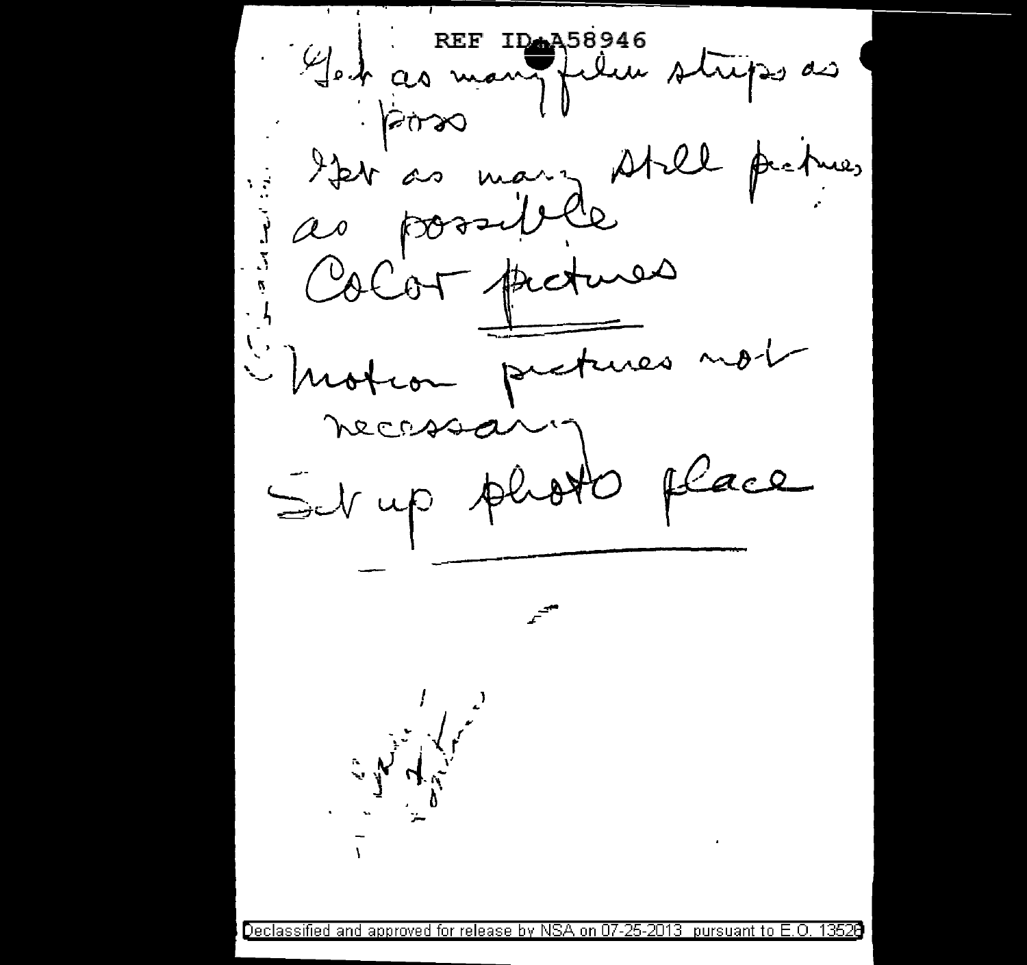REF ID:A58946

Get as many film strips as poss

Get as many still pictures as possible

Color pictures

Motion pictures not necessary

Set up photo place

Declassified and approved for release by NSA on 07-25-2013 pursuant to E.O. 13526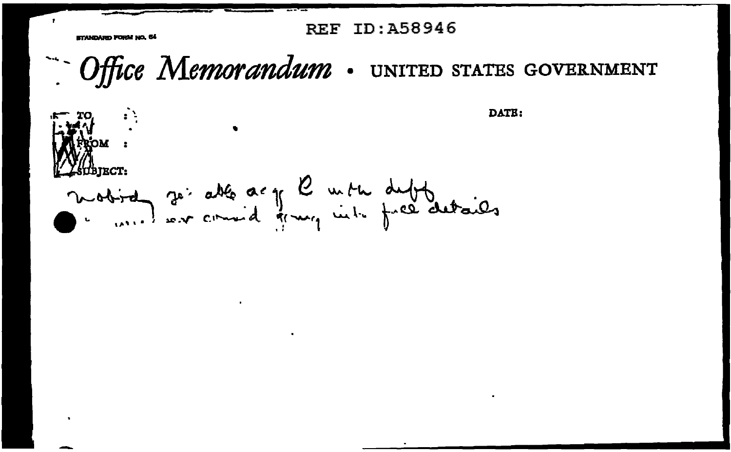REF ID:A58946

STANDARD FORM NO. 64

# *Office Memorandum* • UNITED STATES GOVERNMENT

TO :

FROM :

SUBJECT:

DATE:

nobody ... able acy C with diff
... ... ... ... ... ... ... full details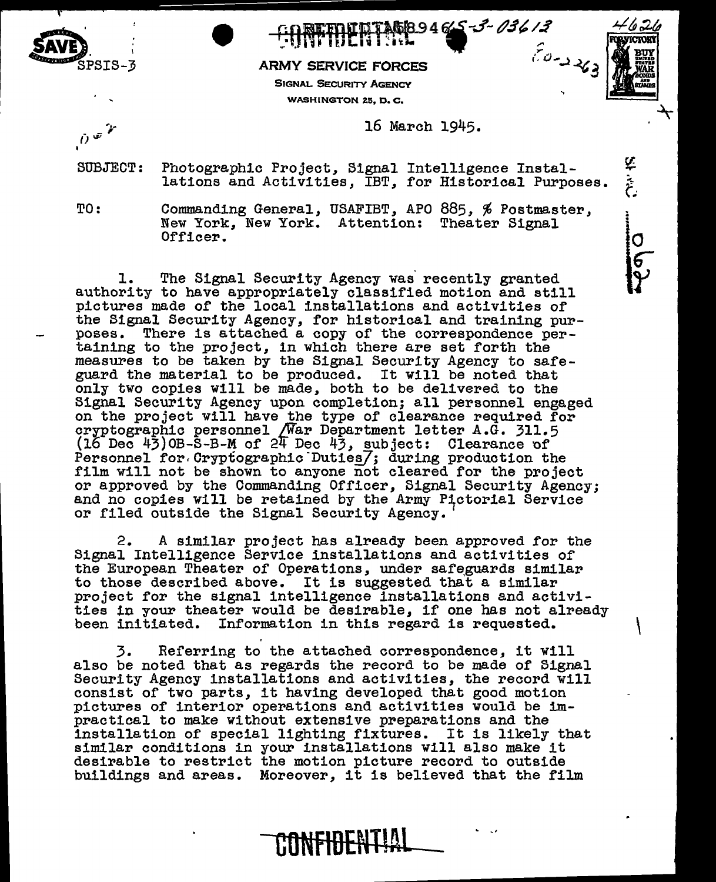SPSIS-3

CONFIDENTIAL

ARMY SERVICE FORCES
SIGNAL SECURITY AGENCY
WASHINGTON 25, D. C.

16 March 1945.

SUBJECT: Photographic Project, Signal Intelligence Installations and Activities, IBT, for Historical Purposes.

TO: Commanding General, USAFIBT, APO 885, % Postmaster, New York, New York. Attention: Theater Signal Officer.

1. The Signal Security Agency was recently granted authority to have appropriately classified motion and still pictures made of the local installations and activities of the Signal Security Agency, for historical and training purposes. There is attached a copy of the correspondence pertaining to the project, in which there are set forth the measures to be taken by the Signal Security Agency to safeguard the material to be produced. It will be noted that only two copies will be made, both to be delivered to the Signal Security Agency upon completion; all personnel engaged on the project will have the type of clearance required for cryptographic personnel [War Department letter A.G. 311.5 (16 Dec 43)OB-S-B-M of 24 Dec 43, subject: Clearance of Personnel for Cryptographic Duties]; during production the film will not be shown to anyone not cleared for the project or approved by the Commanding Officer, Signal Security Agency; and no copies will be retained by the Army Pictorial Service or filed outside the Signal Security Agency.

2. A similar project has already been approved for the Signal Intelligence Service installations and activities of the European Theater of Operations, under safeguards similar to those described above. It is suggested that a similar project for the signal intelligence installations and activities in your theater would be desirable, if one has not already been initiated. Information in this regard is requested.

3. Referring to the attached correspondence, it will also be noted that as regards the record to be made of Signal Security Agency installations and activities, the record will consist of two parts, it having developed that good motion pictures of interior operations and activities would be impractical to make without extensive preparations and the installation of special lighting fixtures. It is likely that similar conditions in your installations will also make it desirable to restrict the motion picture record to outside buildings and areas. Moreover, it is believed that the film

CONFIDENTIAL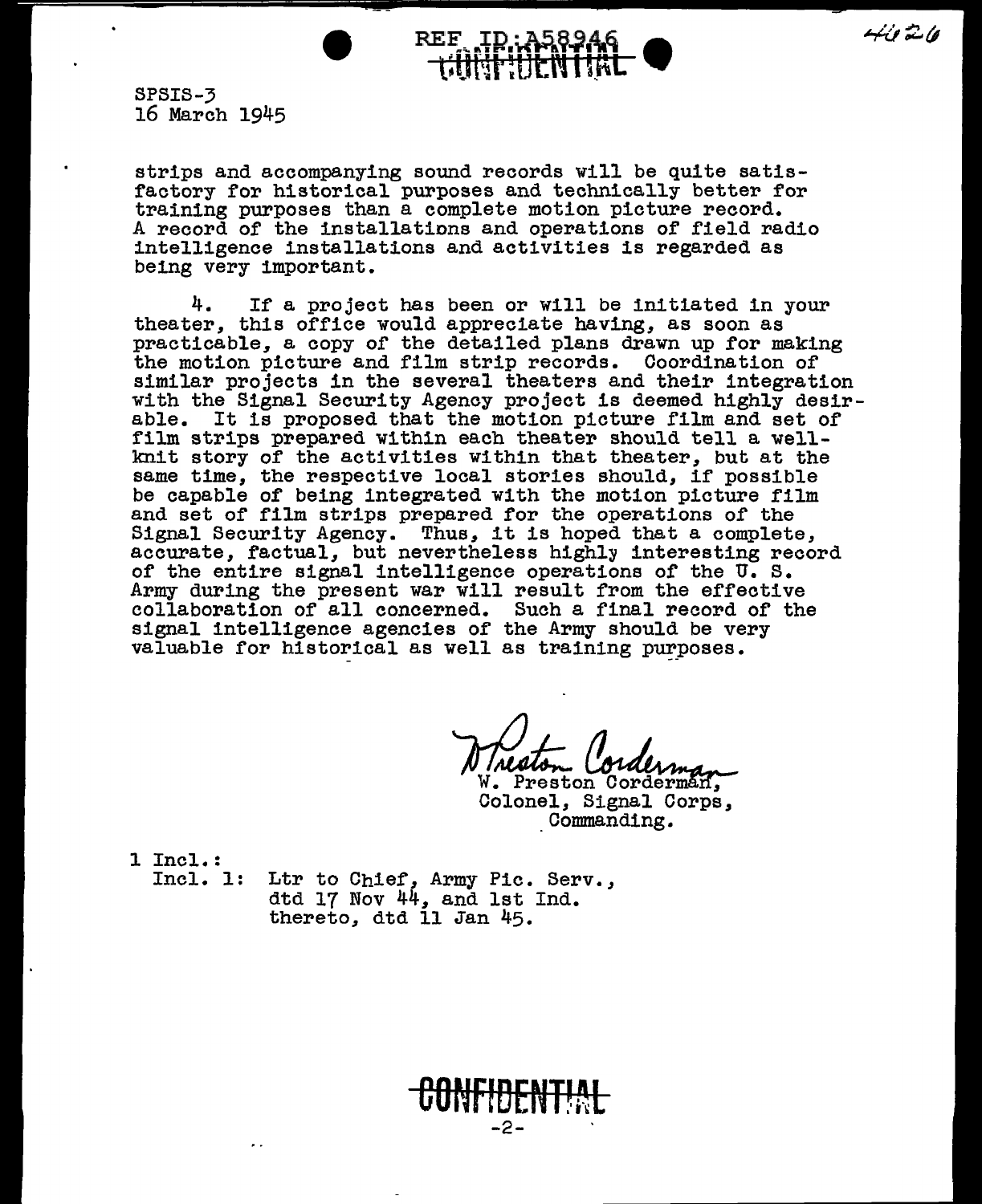SPSIS-3
16 March 1945

strips and accompanying sound records will be quite satisfactory for historical purposes and technically better for training purposes than a complete motion picture record. A record of the installations and operations of field radio intelligence installations and activities is regarded as being very important.

4. If a project has been or will be initiated in your theater, this office would appreciate having, as soon as practicable, a copy of the detailed plans drawn up for making the motion picture and film strip records. Coordination of similar projects in the several theaters and their integration with the Signal Security Agency project is deemed highly desirable. It is proposed that the motion picture film and set of film strips prepared within each theater should tell a well-knit story of the activities within that theater, but at the same time, the respective local stories should, if possible be capable of being integrated with the motion picture film and set of film strips prepared for the operations of the Signal Security Agency. Thus, it is hoped that a complete, accurate, factual, but nevertheless highly interesting record of the entire signal intelligence operations of the U. S. Army during the present war will result from the effective collaboration of all concerned. Such a final record of the signal intelligence agencies of the Army should be very valuable for historical as well as training purposes.

W. Preston Corderman,
Colonel, Signal Corps,
Commanding.

1 Incl.:
Incl. 1: Ltr to Chief, Army Pic. Serv., dtd 17 Nov 44, and 1st Ind. thereto, dtd 11 Jan 45.

CONFIDENTIAL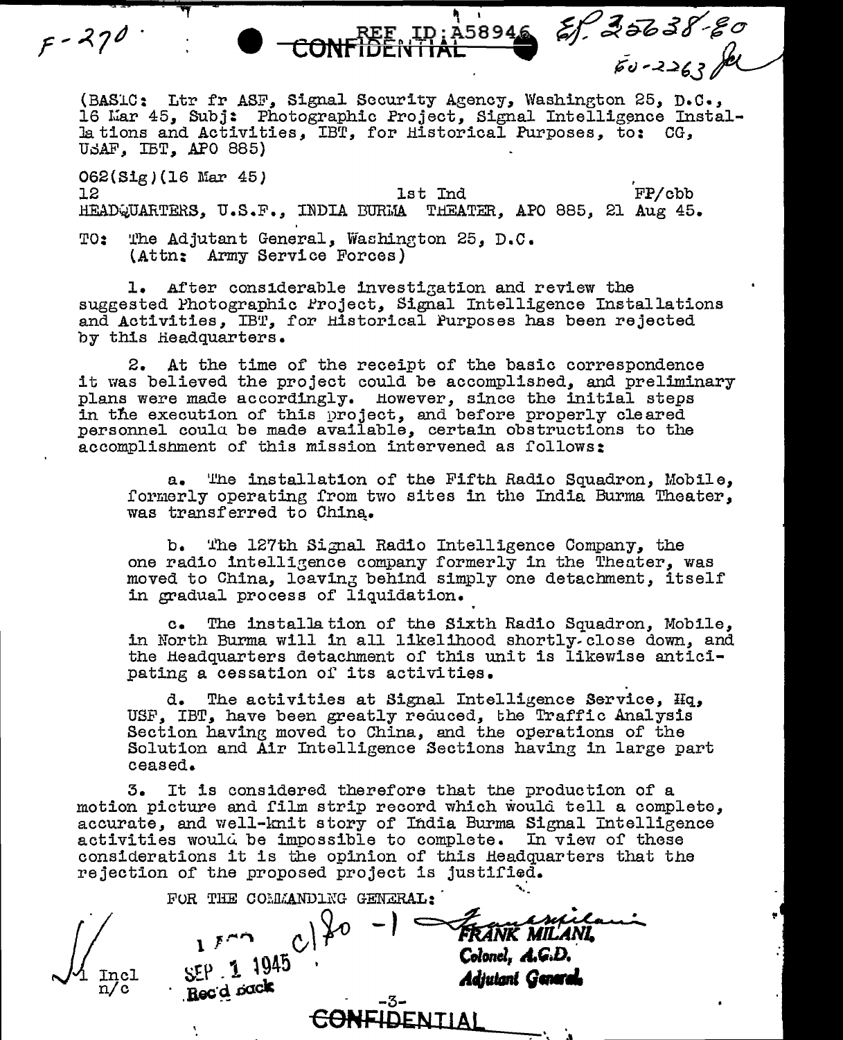F-270 CONFIDENTIAL REF ID:A58946 EF 35638-80
60-2263

(BASIC: Ltr fr ASF, Signal Security Agency, Washington 25, D.C., 16 Mar 45, Subj: Photographic Project, Signal Intelligence Installations and Activities, IBT, for Historical Purposes, to: CG, USAF, IBT, APO 885)

062(Sig)(16 Mar 45)
12 1st Ind FP/cbb
HEADQUARTERS, U.S.F., INDIA BURMA THEATER, APO 885, 21 Aug 45.

TO: The Adjutant General, Washington 25, D.C.
(Attn: Army Service Forces)

1. After considerable investigation and review the suggested Photographic Project, Signal Intelligence Installations and Activities, IBT, for Historical Purposes has been rejected by this Headquarters.

2. At the time of the receipt of the basic correspondence it was believed the project could be accomplished, and preliminary plans were made accordingly. However, since the initial steps in the execution of this project, and before properly cleared personnel could be made available, certain obstructions to the accomplishment of this mission intervened as follows:

a. The installation of the Fifth Radio Squadron, Mobile, formerly operating from two sites in the India Burma Theater, was transferred to China.

b. The 127th Signal Radio Intelligence Company, the one radio intelligence company formerly in the Theater, was moved to China, leaving behind simply one detachment, itself in gradual process of liquidation.

c. The installation of the Sixth Radio Squadron, Mobile, in North Burma will in all likelihood shortly close down, and the Headquarters detachment of this unit is likewise anticipating a cessation of its activities.

d. The activities at Signal Intelligence Service, Hq, USF, IBT, have been greatly reduced, the Traffic Analysis Section having moved to China, and the operations of the Solution and Air Intelligence Sections having in large part ceased.

3. It is considered therefore that the production of a motion picture and film strip record which would tell a complete, accurate, and well-knit story of India Burma Signal Intelligence activities would be impossible to complete. In view of these considerations it is the opinion of this Headquarters that the rejection of the proposed project is justified.

FOR THE COMMANDING GENERAL:

FRANK MILANI,
Colonel, A.G.D.
Adjutant General

1 Incl
n/c

SEP 1 1945
Rec'd back

CONFIDENTIAL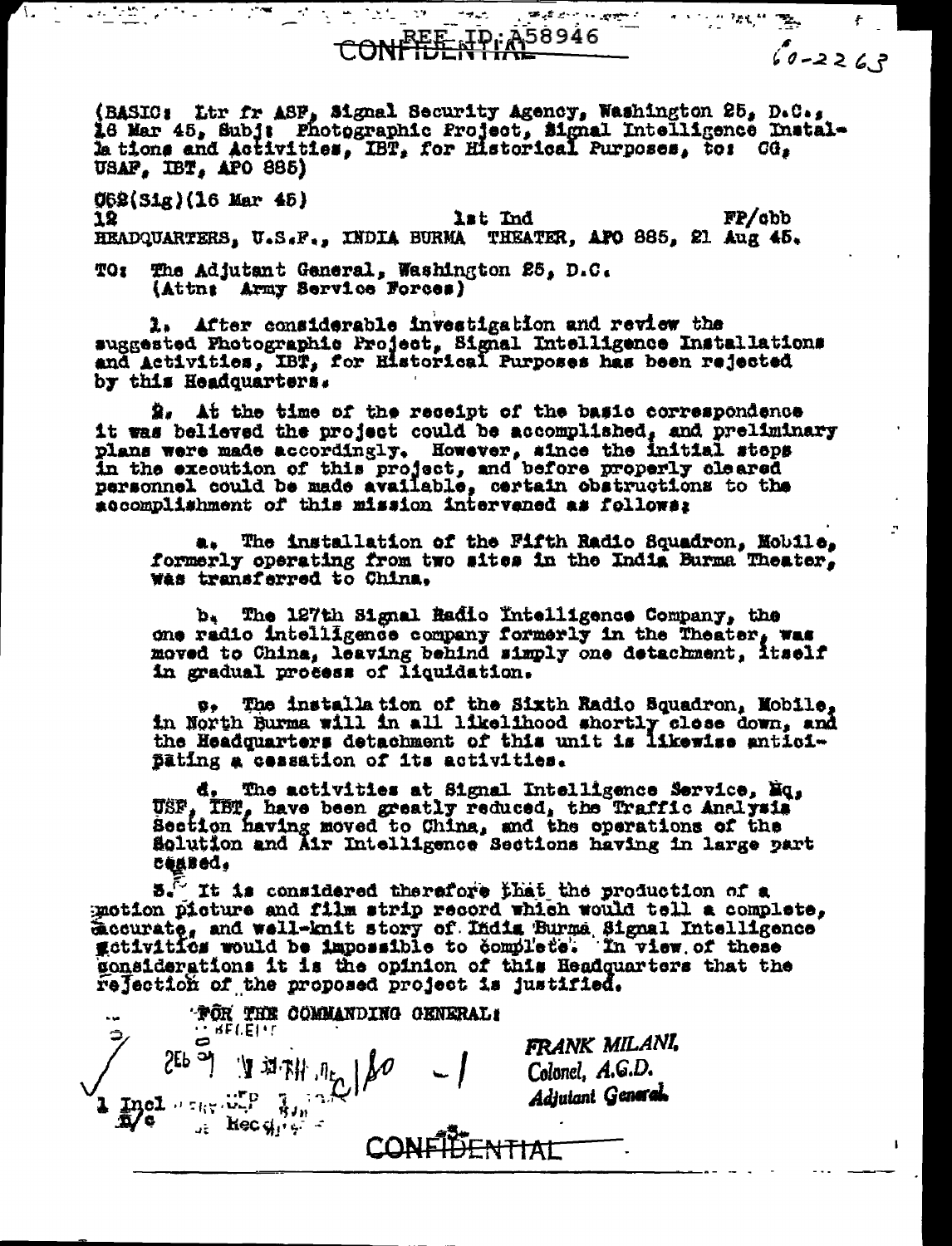CONFIDENTIAL REF ID:A58946

60-2263

(BASIC: Ltr fr ASF, Signal Security Agency, Washington 25, D.C., 16 Mar 45, Subj: Photographic Project, Signal Intelligence Installations and Activities, IBT, for Historical Purposes, to: CG, USAF, IBT, APO 885)

062(Sig)(16 Mar 45)
12 1st Ind FP/cbb
HEADQUARTERS, U.S.F., INDIA BURMA THEATER, APO 885, 21 Aug 45.

TO: The Adjutant General, Washington 25, D.C.
(Attn: Army Service Forces)

1. After considerable investigation and review the suggested Photographic Project, Signal Intelligence Installations and Activities, IBT, for Historical Purposes has been rejected by this Headquarters.

2. At the time of the receipt of the basic correspondence it was believed the project could be accomplished, and preliminary plans were made accordingly. However, since the initial steps in the execution of this project, and before properly cleared personnel could be made available, certain obstructions to the accomplishment of this mission intervened as follows:

a. The installation of the Fifth Radio Squadron, Mobile, formerly operating from two sites in the India Burma Theater, was transferred to China.

b. The 127th Signal Radio Intelligence Company, the one radio intelligence company formerly in the Theater, was moved to China, leaving behind simply one detachment, itself in gradual process of liquidation.

c. The installation of the Sixth Radio Squadron, Mobile, in North Burma will in all likelihood shortly close down, and the Headquarters detachment of this unit is likewise anticipating a cessation of its activities.

d. The activities at Signal Intelligence Service, Hq, USF, IBT, have been greatly reduced, the Traffic Analysis Section having moved to China, and the operations of the Solution and Air Intelligence Sections having in large part ceased.

3. It is considered therefore that the production of a motion picture and film strip record which would tell a complete, accurate, and well-knit story of India Burma Signal Intelligence activities would be impossible to complete. In view of these considerations it is the opinion of this Headquarters that the rejection of the proposed project is justified.

FOR THE COMMANDING GENERAL:

FRANK MILANI,
Colonel, A.G.D.
Adjutant General

1 Incl
n/c

CONFIDENTIAL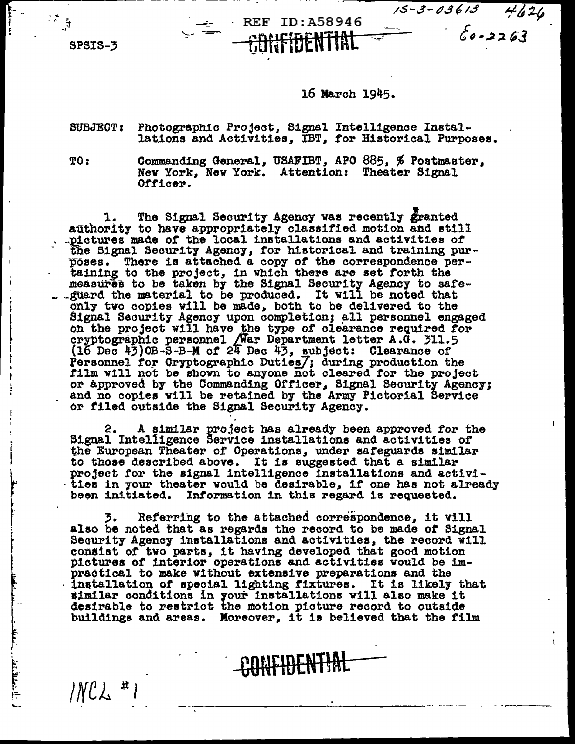SPSIS-3

REF ID:A58946

~~CONFIDENTIAL~~

15-3-03613 4626

Eo-2263

16 March 1945.

SUBJECT: Photographic Project, Signal Intelligence Installations and Activities, IBT, for Historical Purposes.

TO: Commanding General, USAFIBT, APO 885, % Postmaster, New York, New York. Attention: Theater Signal Officer.

1. The Signal Security Agency was recently granted authority to have appropriately classified motion and still pictures made of the local installations and activities of the Signal Security Agency, for historical and training purposes. There is attached a copy of the correspondence pertaining to the project, in which there are set forth the measures to be taken by the Signal Security Agency to safeguard the material to be produced. It will be noted that only two copies will be made, both to be delivered to the Signal Security Agency upon completion; all personnel engaged on the project will have the type of clearance required for cryptographic personnel /War Department letter A.G. 311.5 (16 Dec 43)OB-S-B-M of 24 Dec 43, subject: Clearance of Personnel for Cryptographic Duties/; during production the film will not be shown to anyone not cleared for the project or approved by the Commanding Officer, Signal Security Agency; and no copies will be retained by the Army Pictorial Service or filed outside the Signal Security Agency.

2. A similar project has already been approved for the Signal Intelligence Service installations and activities of the European Theater of Operations, under safeguards similar to those described above. It is suggested that a similar project for the signal intelligence installations and activities in your theater would be desirable, if one has not already been initiated. Information in this regard is requested.

3. Referring to the attached correspondence, it will also be noted that as regards the record to be made of Signal Security Agency installations and activities, the record will consist of two parts, it having developed that good motion pictures of interior operations and activities would be impractical to make without extensive preparations and the installation of special lighting fixtures. It is likely that similar conditions in your installations will also make it desirable to restrict the motion picture record to outside buildings and areas. Moreover, it is believed that the film

~~CONFIDENTIAL~~

INCL #1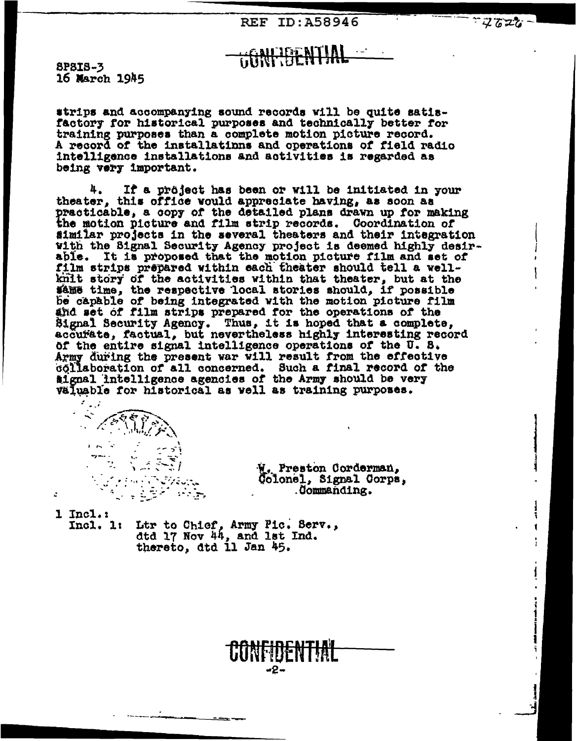CONFIDENTIAL

SPSIS-3
16 March 1945

strips and accompanying sound records will be quite satisfactory for historical purposes and technically better for training purposes than a complete motion picture record. A record of the installatinns and operations of field radio intelligence installations and activities is regarded as being very important.

4. If a project has been or will be initiated in your theater, this office would appreciate having, as soon as practicable, a copy of the detailed plans drawn up for making the motion picture and film strip records. Coordination of similar projects in the several theaters and their integration with the Signal Security Agency project is deemed highly desirable. It is proposed that the motion picture film and set of film strips prepared within each theater should tell a well-knit story of the activities within that theater, but at the same time, the respective local stories should, if possible be capable of being integrated with the motion picture film and set of film strips prepared for the operations of the Signal Security Agency. Thus, it is hoped that a complete, accurate, factual, but nevertheless highly interesting record of the entire signal intelligence operations of the U. S. Army during the present war will result from the effective collaboration of all concerned. Such a final record of the signal intelligence agencies of the Army should be very valuable for historical as well as training purposes.

W. Preston Corderman,
Colonel, Signal Corps,
Commanding.

1 Incl.:
Incl. 1: Ltr to Chief, Army Pic. Serv., dtd 17 Nov 44, and 1st Ind. thereto, dtd 11 Jan 45.

CONFIDENTIAL